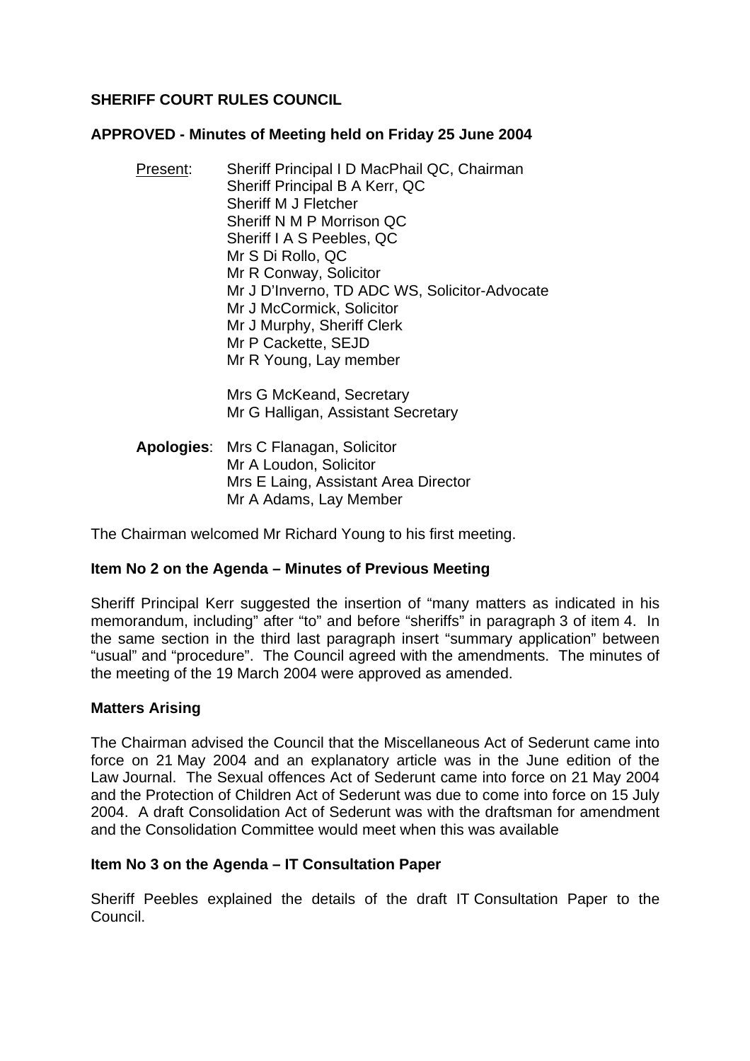**SHERIFF COURT RULES COUNCIL**

**APPROVED - Minutes of Meeting held on Friday 25 June 2004**

Present:
Sheriff Principal I D MacPhail QC, Chairman
Sheriff Principal B A Kerr, QC
Sheriff M J Fletcher
Sheriff N M P Morrison QC
Sheriff I A S Peebles, QC
Mr S Di Rollo, QC
Mr R Conway, Solicitor
Mr J D'Inverno, TD ADC WS, Solicitor-Advocate
Mr J McCormick, Solicitor
Mr J Murphy, Sheriff Clerk
Mr P Cackette, SEJD
Mr R Young, Lay member

Mrs G McKeand, Secretary
Mr G Halligan, Assistant Secretary

**Apologies**:
Mrs C Flanagan, Solicitor
Mr A Loudon, Solicitor
Mrs E Laing, Assistant Area Director
Mr A Adams, Lay Member

The Chairman welcomed Mr Richard Young to his first meeting.

**Item No 2 on the Agenda – Minutes of Previous Meeting**

Sheriff Principal Kerr suggested the insertion of "many matters as indicated in his memorandum, including" after "to" and before "sheriffs" in paragraph 3 of item 4. In the same section in the third last paragraph insert "summary application" between "usual" and "procedure". The Council agreed with the amendments. The minutes of the meeting of the 19 March 2004 were approved as amended.

**Matters Arising**

The Chairman advised the Council that the Miscellaneous Act of Sederunt came into force on 21 May 2004 and an explanatory article was in the June edition of the Law Journal. The Sexual offences Act of Sederunt came into force on 21 May 2004 and the Protection of Children Act of Sederunt was due to come into force on 15 July 2004. A draft Consolidation Act of Sederunt was with the draftsman for amendment and the Consolidation Committee would meet when this was available

**Item No 3 on the Agenda – IT Consultation Paper**

Sheriff Peebles explained the details of the draft IT Consultation Paper to the Council.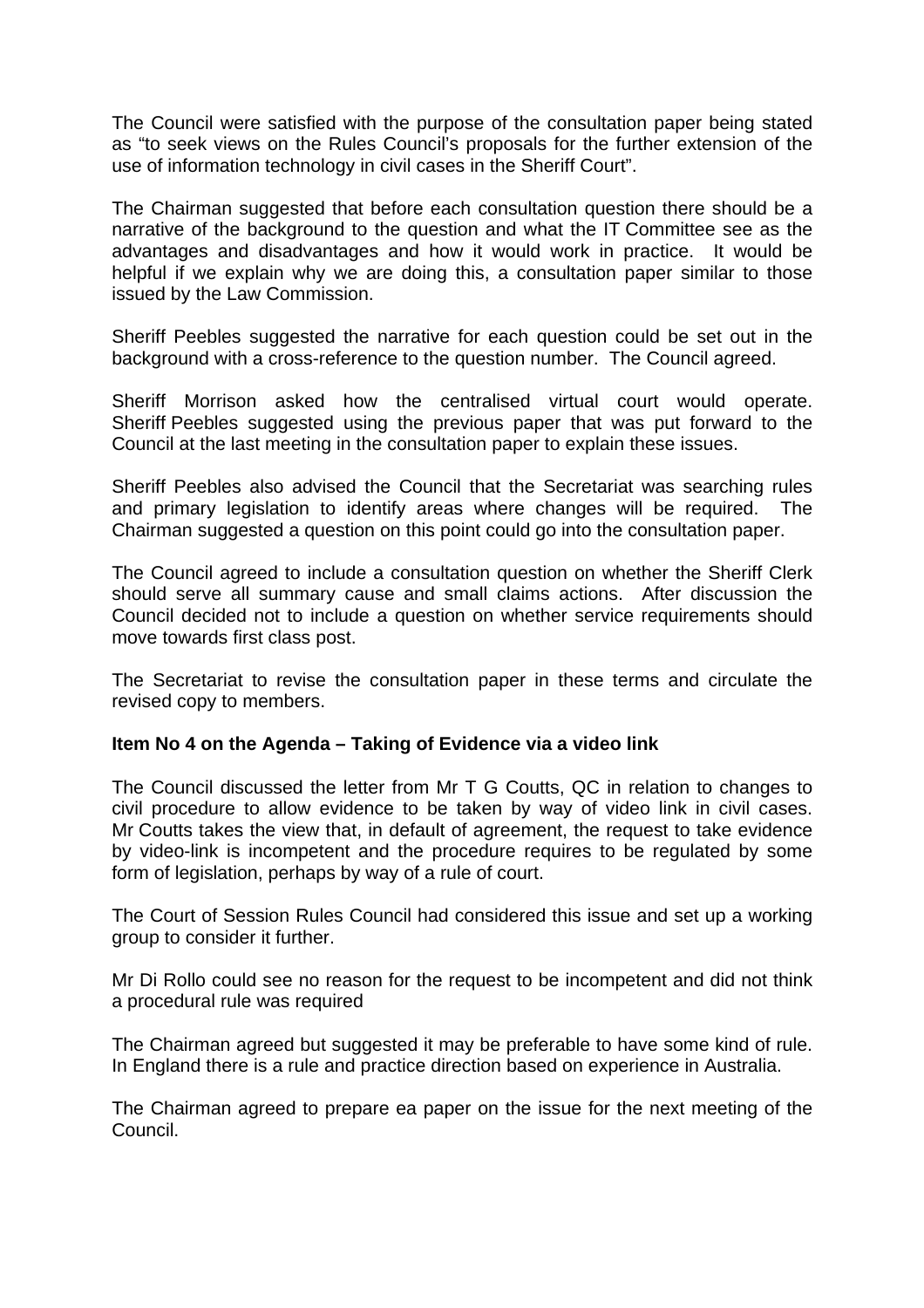The Council were satisfied with the purpose of the consultation paper being stated as "to seek views on the Rules Council's proposals for the further extension of the use of information technology in civil cases in the Sheriff Court".

The Chairman suggested that before each consultation question there should be a narrative of the background to the question and what the IT Committee see as the advantages and disadvantages and how it would work in practice. It would be helpful if we explain why we are doing this, a consultation paper similar to those issued by the Law Commission.

Sheriff Peebles suggested the narrative for each question could be set out in the background with a cross-reference to the question number. The Council agreed.

Sheriff Morrison asked how the centralised virtual court would operate. Sheriff Peebles suggested using the previous paper that was put forward to the Council at the last meeting in the consultation paper to explain these issues.

Sheriff Peebles also advised the Council that the Secretariat was searching rules and primary legislation to identify areas where changes will be required. The Chairman suggested a question on this point could go into the consultation paper.

The Council agreed to include a consultation question on whether the Sheriff Clerk should serve all summary cause and small claims actions. After discussion the Council decided not to include a question on whether service requirements should move towards first class post.

The Secretariat to revise the consultation paper in these terms and circulate the revised copy to members.

**Item No 4 on the Agenda – Taking of Evidence via a video link**

The Council discussed the letter from Mr T G Coutts, QC in relation to changes to civil procedure to allow evidence to be taken by way of video link in civil cases. Mr Coutts takes the view that, in default of agreement, the request to take evidence by video-link is incompetent and the procedure requires to be regulated by some form of legislation, perhaps by way of a rule of court.

The Court of Session Rules Council had considered this issue and set up a working group to consider it further.

Mr Di Rollo could see no reason for the request to be incompetent and did not think a procedural rule was required

The Chairman agreed but suggested it may be preferable to have some kind of rule. In England there is a rule and practice direction based on experience in Australia.

The Chairman agreed to prepare ea paper on the issue for the next meeting of the Council.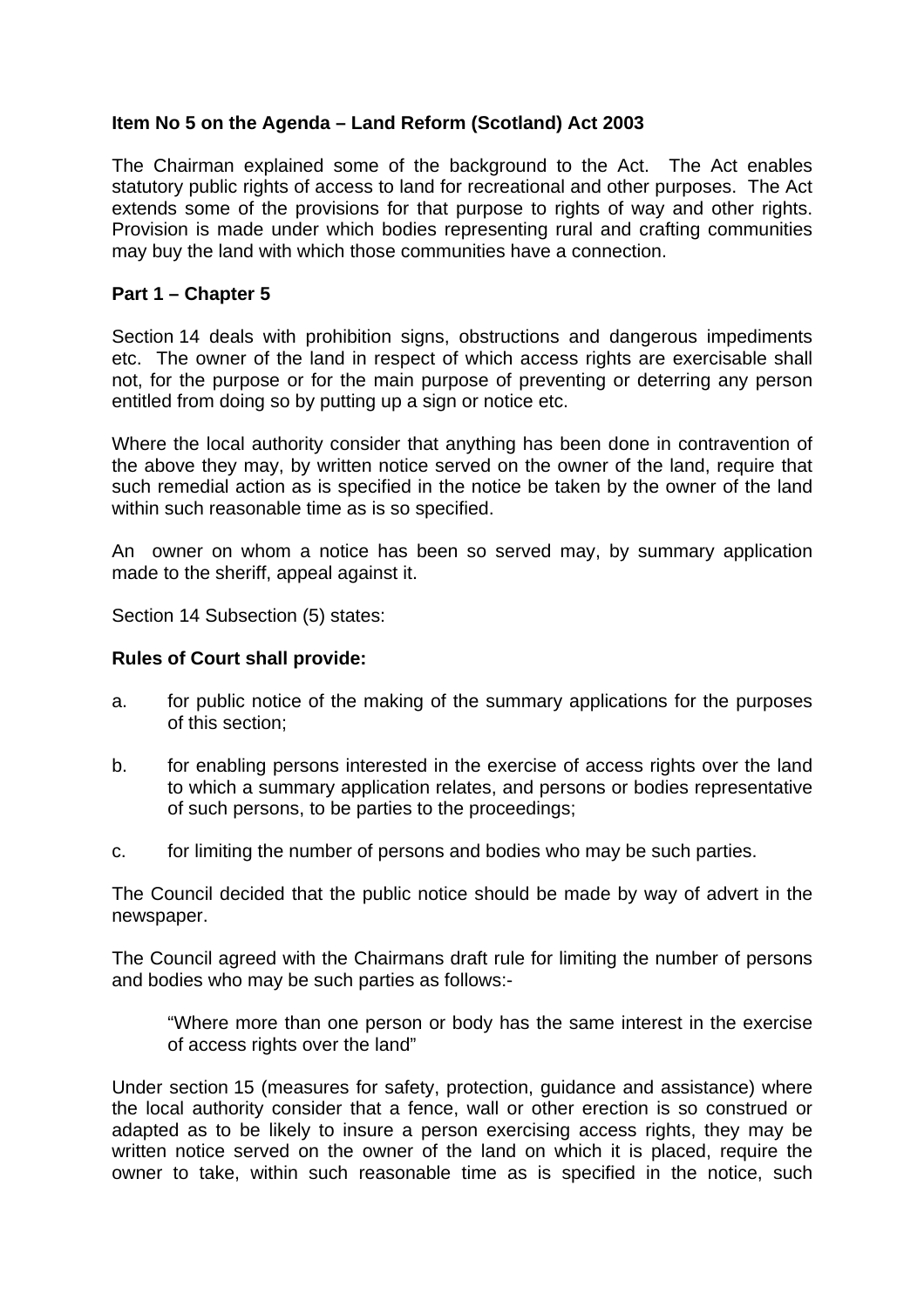**Item No 5 on the Agenda – Land Reform (Scotland) Act 2003**

The Chairman explained some of the background to the Act. The Act enables statutory public rights of access to land for recreational and other purposes. The Act extends some of the provisions for that purpose to rights of way and other rights. Provision is made under which bodies representing rural and crafting communities may buy the land with which those communities have a connection.

**Part 1 – Chapter 5**

Section 14 deals with prohibition signs, obstructions and dangerous impediments etc. The owner of the land in respect of which access rights are exercisable shall not, for the purpose or for the main purpose of preventing or deterring any person entitled from doing so by putting up a sign or notice etc.

Where the local authority consider that anything has been done in contravention of the above they may, by written notice served on the owner of the land, require that such remedial action as is specified in the notice be taken by the owner of the land within such reasonable time as is so specified.

An owner on whom a notice has been so served may, by summary application made to the sheriff, appeal against it.

Section 14 Subsection (5) states:

**Rules of Court shall provide:**

a. for public notice of the making of the summary applications for the purposes of this section;

b. for enabling persons interested in the exercise of access rights over the land to which a summary application relates, and persons or bodies representative of such persons, to be parties to the proceedings;

c. for limiting the number of persons and bodies who may be such parties.

The Council decided that the public notice should be made by way of advert in the newspaper.

The Council agreed with the Chairmans draft rule for limiting the number of persons and bodies who may be such parties as follows:-

> "Where more than one person or body has the same interest in the exercise of access rights over the land"

Under section 15 (measures for safety, protection, guidance and assistance) where the local authority consider that a fence, wall or other erection is so construed or adapted as to be likely to insure a person exercising access rights, they may be written notice served on the owner of the land on which it is placed, require the owner to take, within such reasonable time as is specified in the notice, such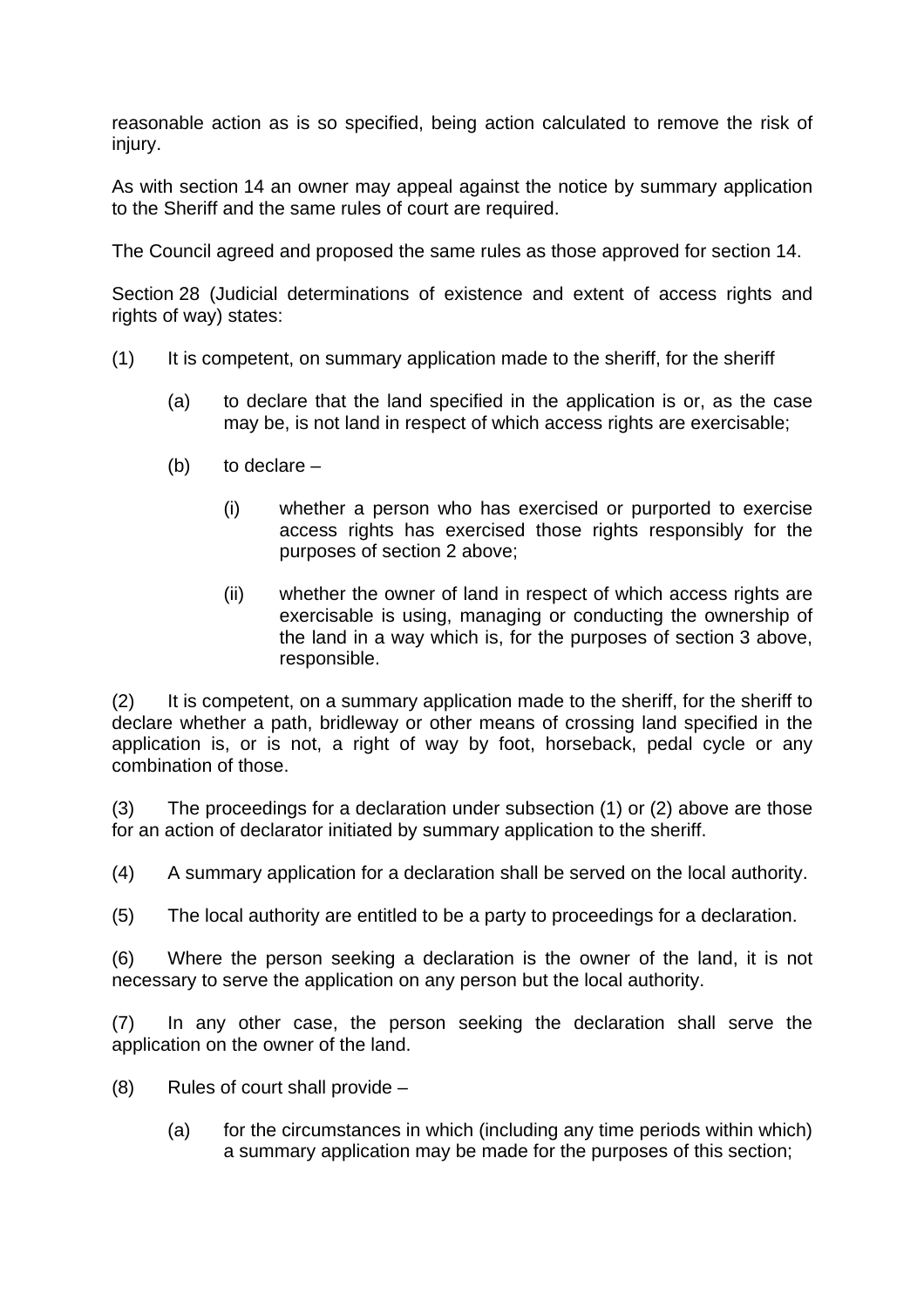reasonable action as is so specified, being action calculated to remove the risk of injury.

As with section 14 an owner may appeal against the notice by summary application to the Sheriff and the same rules of court are required.

The Council agreed and proposed the same rules as those approved for section 14.

Section 28 (Judicial determinations of existence and extent of access rights and rights of way) states:

(1) It is competent, on summary application made to the sheriff, for the sheriff

> (a) to declare that the land specified in the application is or, as the case may be, is not land in respect of which access rights are exercisable;
>
> (b) to declare –
>
> > (i) whether a person who has exercised or purported to exercise access rights has exercised those rights responsibly for the purposes of section 2 above;
> >
> > (ii) whether the owner of land in respect of which access rights are exercisable is using, managing or conducting the ownership of the land in a way which is, for the purposes of section 3 above, responsible.

(2) It is competent, on a summary application made to the sheriff, for the sheriff to declare whether a path, bridleway or other means of crossing land specified in the application is, or is not, a right of way by foot, horseback, pedal cycle or any combination of those.

(3) The proceedings for a declaration under subsection (1) or (2) above are those for an action of declarator initiated by summary application to the sheriff.

(4) A summary application for a declaration shall be served on the local authority.

(5) The local authority are entitled to be a party to proceedings for a declaration.

(6) Where the person seeking a declaration is the owner of the land, it is not necessary to serve the application on any person but the local authority.

(7) In any other case, the person seeking the declaration shall serve the application on the owner of the land.

(8) Rules of court shall provide –

> (a) for the circumstances in which (including any time periods within which) a summary application may be made for the purposes of this section;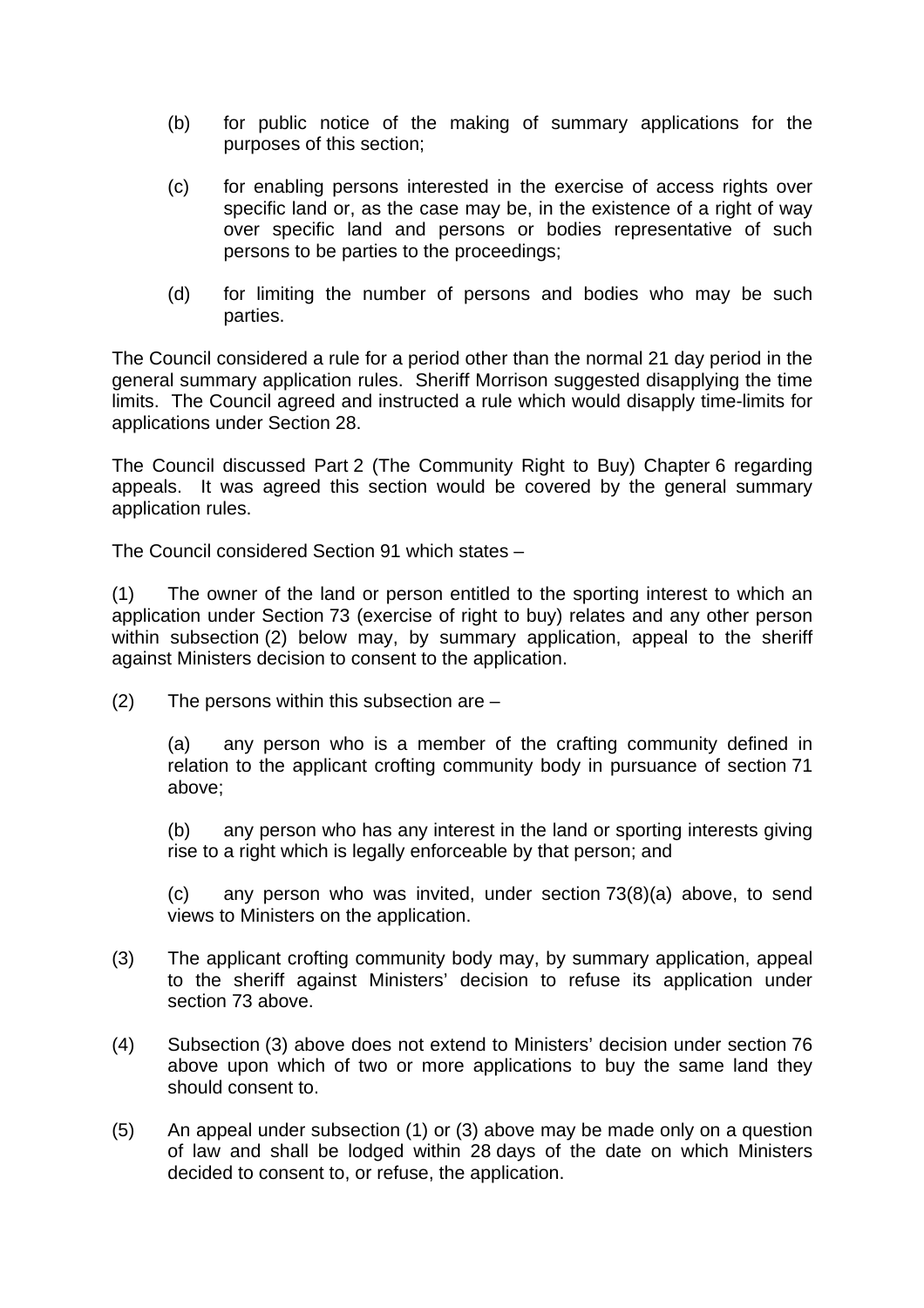(b) for public notice of the making of summary applications for the purposes of this section;

(c) for enabling persons interested in the exercise of access rights over specific land or, as the case may be, in the existence of a right of way over specific land and persons or bodies representative of such persons to be parties to the proceedings;

(d) for limiting the number of persons and bodies who may be such parties.

The Council considered a rule for a period other than the normal 21 day period in the general summary application rules. Sheriff Morrison suggested disapplying the time limits. The Council agreed and instructed a rule which would disapply time-limits for applications under Section 28.

The Council discussed Part 2 (The Community Right to Buy) Chapter 6 regarding appeals. It was agreed this section would be covered by the general summary application rules.

The Council considered Section 91 which states –

(1) The owner of the land or person entitled to the sporting interest to which an application under Section 73 (exercise of right to buy) relates and any other person within subsection (2) below may, by summary application, appeal to the sheriff against Ministers decision to consent to the application.

(2) The persons within this subsection are –

> (a) any person who is a member of the crafting community defined in relation to the applicant crofting community body in pursuance of section 71 above;
>
> (b) any person who has any interest in the land or sporting interests giving rise to a right which is legally enforceable by that person; and
>
> (c) any person who was invited, under section 73(8)(a) above, to send views to Ministers on the application.

(3) The applicant crofting community body may, by summary application, appeal to the sheriff against Ministers' decision to refuse its application under section 73 above.

(4) Subsection (3) above does not extend to Ministers' decision under section 76 above upon which of two or more applications to buy the same land they should consent to.

(5) An appeal under subsection (1) or (3) above may be made only on a question of law and shall be lodged within 28 days of the date on which Ministers decided to consent to, or refuse, the application.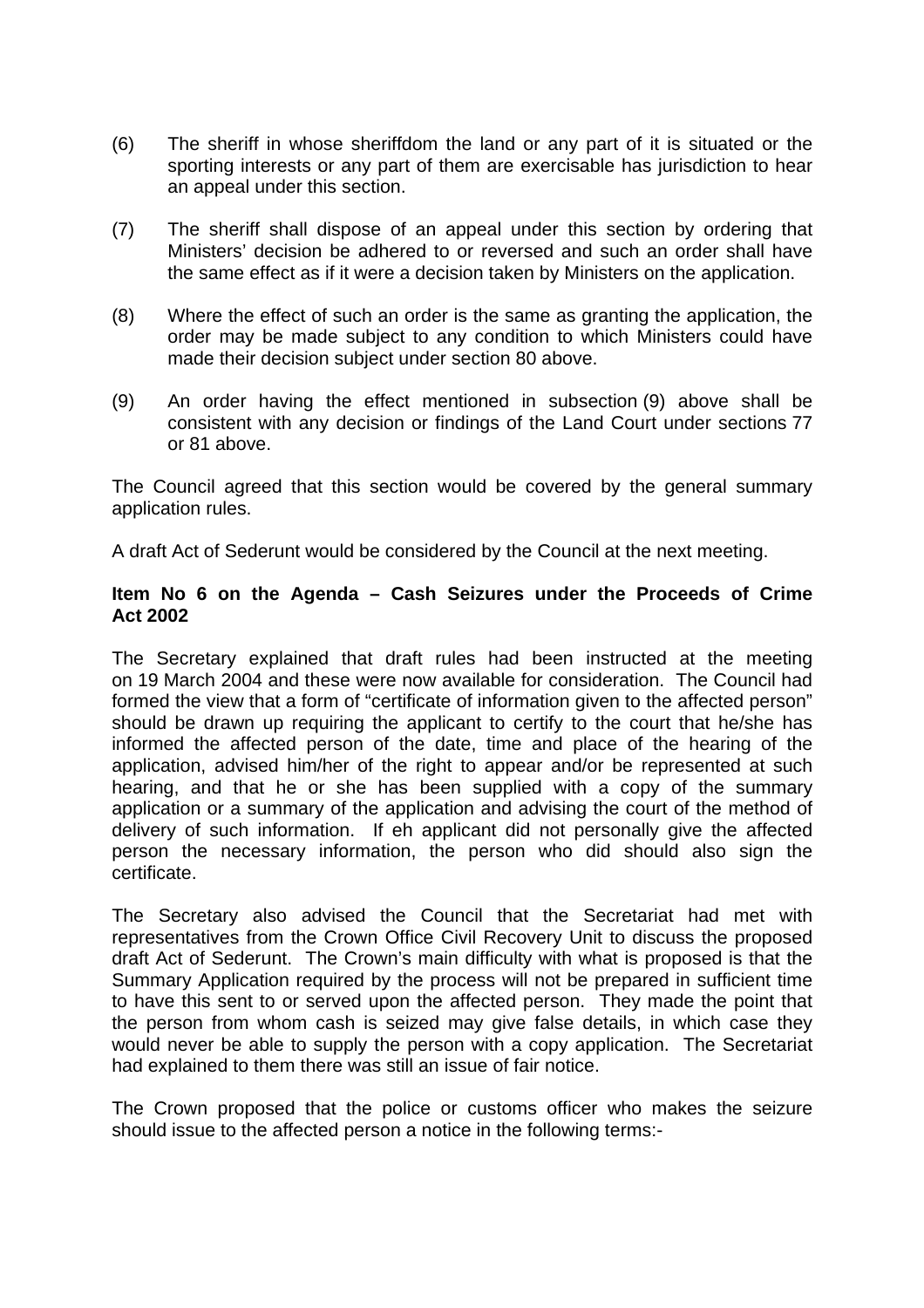(6) The sheriff in whose sheriffdom the land or any part of it is situated or the sporting interests or any part of them are exercisable has jurisdiction to hear an appeal under this section.

(7) The sheriff shall dispose of an appeal under this section by ordering that Ministers' decision be adhered to or reversed and such an order shall have the same effect as if it were a decision taken by Ministers on the application.

(8) Where the effect of such an order is the same as granting the application, the order may be made subject to any condition to which Ministers could have made their decision subject under section 80 above.

(9) An order having the effect mentioned in subsection (9) above shall be consistent with any decision or findings of the Land Court under sections 77 or 81 above.

The Council agreed that this section would be covered by the general summary application rules.

A draft Act of Sederunt would be considered by the Council at the next meeting.

**Item No 6 on the Agenda – Cash Seizures under the Proceeds of Crime Act 2002**

The Secretary explained that draft rules had been instructed at the meeting on 19 March 2004 and these were now available for consideration. The Council had formed the view that a form of "certificate of information given to the affected person" should be drawn up requiring the applicant to certify to the court that he/she has informed the affected person of the date, time and place of the hearing of the application, advised him/her of the right to appear and/or be represented at such hearing, and that he or she has been supplied with a copy of the summary application or a summary of the application and advising the court of the method of delivery of such information. If eh applicant did not personally give the affected person the necessary information, the person who did should also sign the certificate.

The Secretary also advised the Council that the Secretariat had met with representatives from the Crown Office Civil Recovery Unit to discuss the proposed draft Act of Sederunt. The Crown's main difficulty with what is proposed is that the Summary Application required by the process will not be prepared in sufficient time to have this sent to or served upon the affected person. They made the point that the person from whom cash is seized may give false details, in which case they would never be able to supply the person with a copy application. The Secretariat had explained to them there was still an issue of fair notice.

The Crown proposed that the police or customs officer who makes the seizure should issue to the affected person a notice in the following terms:-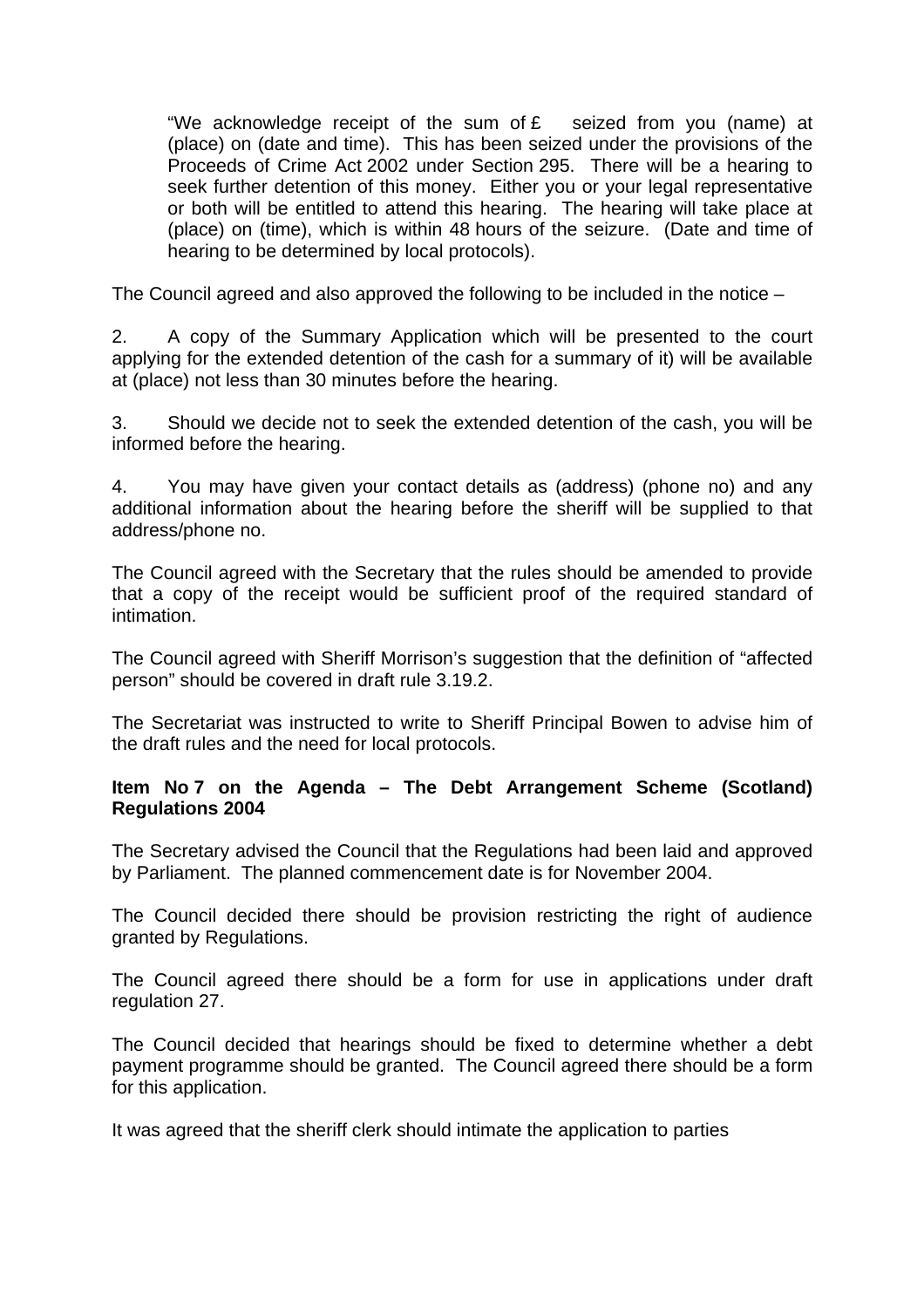> "We acknowledge receipt of the sum of £ seized from you (name) at (place) on (date and time). This has been seized under the provisions of the Proceeds of Crime Act 2002 under Section 295. There will be a hearing to seek further detention of this money. Either you or your legal representative or both will be entitled to attend this hearing. The hearing will take place at (place) on (time), which is within 48 hours of the seizure. (Date and time of hearing to be determined by local protocols).

The Council agreed and also approved the following to be included in the notice –

2. A copy of the Summary Application which will be presented to the court applying for the extended detention of the cash for a summary of it) will be available at (place) not less than 30 minutes before the hearing.

3. Should we decide not to seek the extended detention of the cash, you will be informed before the hearing.

4. You may have given your contact details as (address) (phone no) and any additional information about the hearing before the sheriff will be supplied to that address/phone no.

The Council agreed with the Secretary that the rules should be amended to provide that a copy of the receipt would be sufficient proof of the required standard of intimation.

The Council agreed with Sheriff Morrison's suggestion that the definition of "affected person" should be covered in draft rule 3.19.2.

The Secretariat was instructed to write to Sheriff Principal Bowen to advise him of the draft rules and the need for local protocols.

**Item No 7 on the Agenda – The Debt Arrangement Scheme (Scotland) Regulations 2004**

The Secretary advised the Council that the Regulations had been laid and approved by Parliament. The planned commencement date is for November 2004.

The Council decided there should be provision restricting the right of audience granted by Regulations.

The Council agreed there should be a form for use in applications under draft regulation 27.

The Council decided that hearings should be fixed to determine whether a debt payment programme should be granted. The Council agreed there should be a form for this application.

It was agreed that the sheriff clerk should intimate the application to parties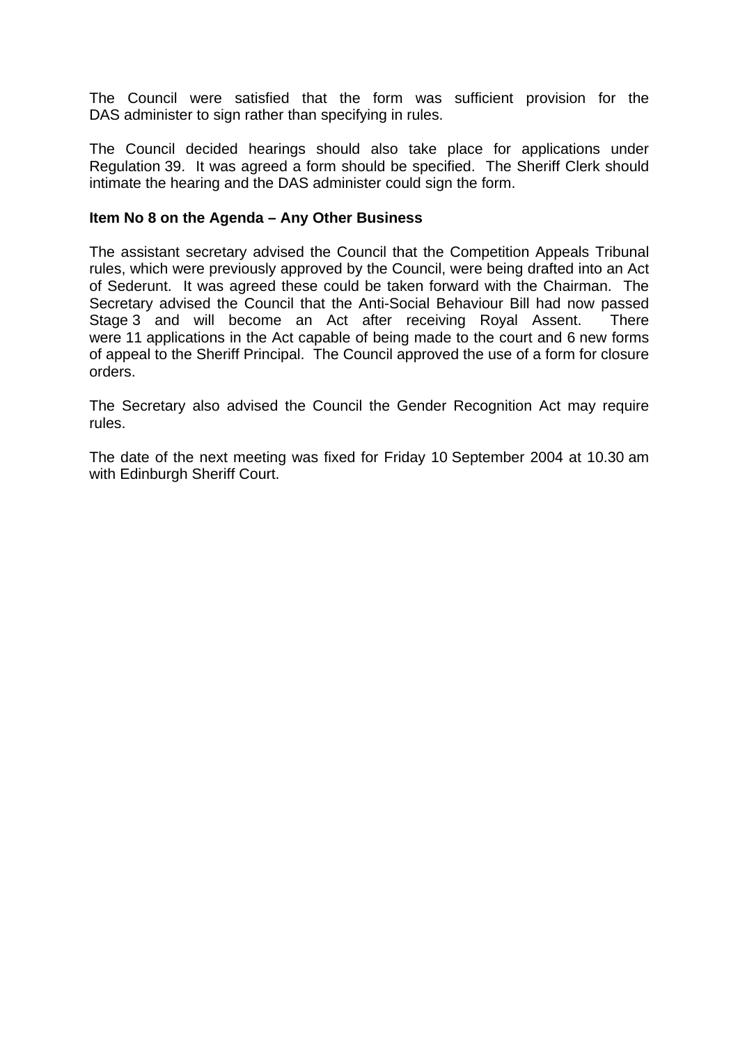The Council were satisfied that the form was sufficient provision for the DAS administer to sign rather than specifying in rules.

The Council decided hearings should also take place for applications under Regulation 39. It was agreed a form should be specified. The Sheriff Clerk should intimate the hearing and the DAS administer could sign the form.

**Item No 8 on the Agenda – Any Other Business**

The assistant secretary advised the Council that the Competition Appeals Tribunal rules, which were previously approved by the Council, were being drafted into an Act of Sederunt. It was agreed these could be taken forward with the Chairman. The Secretary advised the Council that the Anti-Social Behaviour Bill had now passed Stage 3 and will become an Act after receiving Royal Assent. There were 11 applications in the Act capable of being made to the court and 6 new forms of appeal to the Sheriff Principal. The Council approved the use of a form for closure orders.

The Secretary also advised the Council the Gender Recognition Act may require rules.

The date of the next meeting was fixed for Friday 10 September 2004 at 10.30 am with Edinburgh Sheriff Court.